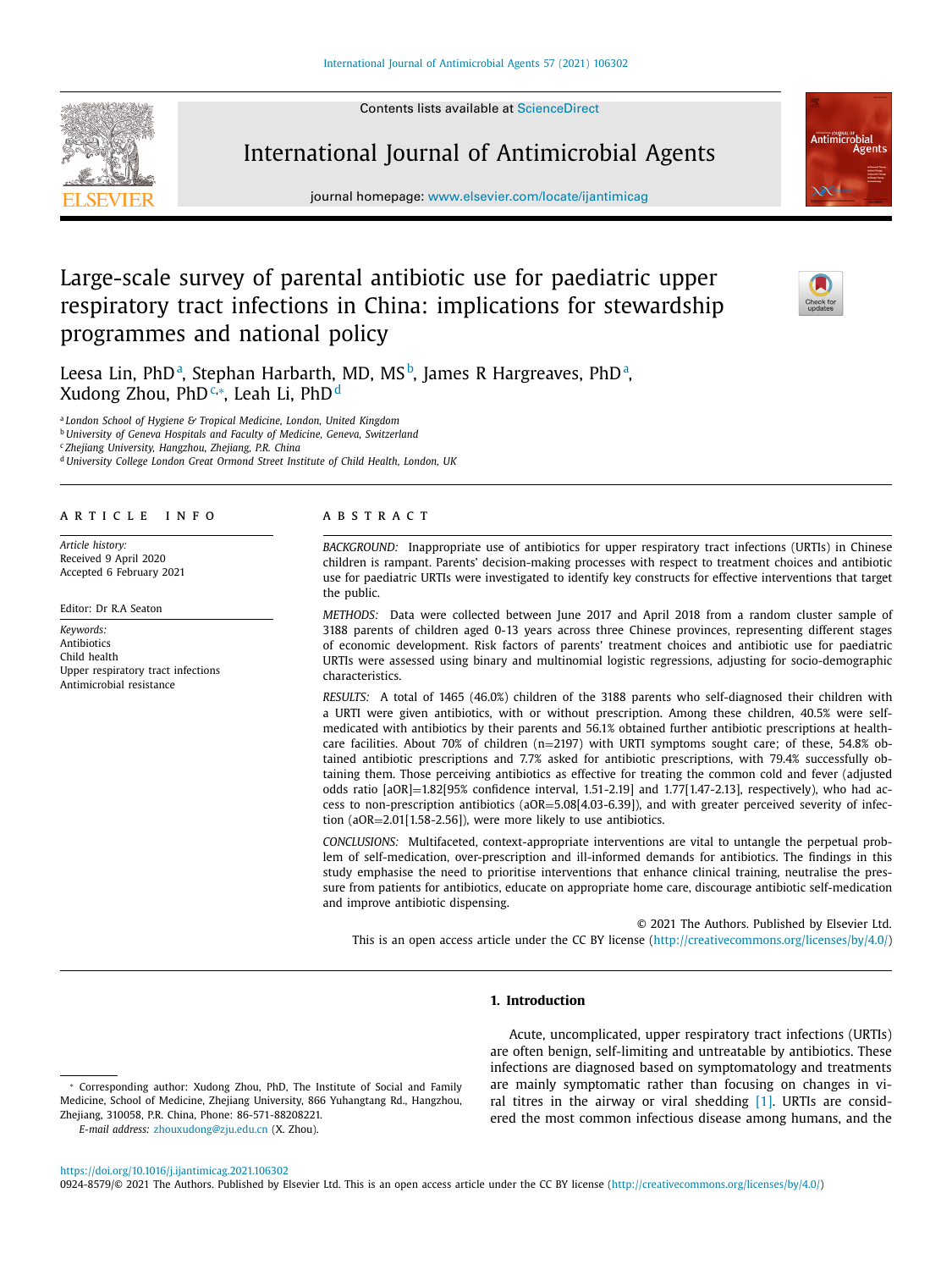# Large-scale survey of parental antibiotic use for paediatric upper respiratory tract infections in China: implications for stewardship programmes and national policy

Leesa Lin, PhD[a], Stephan Harbarth, MD, MS[b], James R Hargreaves, PhD[a], Xudong Zhou, PhD[c,*], Leah Li, PhD[d]

[a] London School of Hygiene & Tropical Medicine, London, United Kingdom
[b] University of Geneva Hospitals and Faculty of Medicine, Geneva, Switzerland
[c] Zhejiang University, Hangzhou, Zhejiang, P.R. China
[d] University College London Great Ormond Street Institute of Child Health, London, UK

## ARTICLE INFO

*Article history:*
Received 9 April 2020
Accepted 6 February 2021

Editor: Dr R.A Seaton

*Keywords:*
Antibiotics
Child health
Upper respiratory tract infections
Antimicrobial resistance

## ABSTRACT

*BACKGROUND:* Inappropriate use of antibiotics for upper respiratory tract infections (URTIs) in Chinese children is rampant. Parents' decision-making processes with respect to treatment choices and antibiotic use for paediatric URTIs were investigated to identify key constructs for effective interventions that target the public.

*METHODS:* Data were collected between June 2017 and April 2018 from a random cluster sample of 3188 parents of children aged 0-13 years across three Chinese provinces, representing different stages of economic development. Risk factors of parents' treatment choices and antibiotic use for paediatric URTIs were assessed using binary and multinomial logistic regressions, adjusting for socio-demographic characteristics.

*RESULTS:* A total of 1465 (46.0%) children of the 3188 parents who self-diagnosed their children with a URTI were given antibiotics, with or without prescription. Among these children, 40.5% were self-medicated with antibiotics by their parents and 56.1% obtained further antibiotic prescriptions at health-care facilities. About 70% of children (n=2197) with URTI symptoms sought care; of these, 54.8% obtained antibiotic prescriptions and 7.7% asked for antibiotic prescriptions, with 79.4% successfully obtaining them. Those perceiving antibiotics as effective for treating the common cold and fever (adjusted odds ratio [aOR]=1.82[95% confidence interval, 1.51-2.19] and 1.77[1.47-2.13], respectively), who had access to non-prescription antibiotics (aOR=5.08[4.03-6.39]), and with greater perceived severity of infection (aOR=2.01[1.58-2.56]), were more likely to use antibiotics.

*CONCLUSIONS:* Multifaceted, context-appropriate interventions are vital to untangle the perpetual problem of self-medication, over-prescription and ill-informed demands for antibiotics. The findings in this study emphasise the need to prioritise interventions that enhance clinical training, neutralise the pressure from patients for antibiotics, educate on appropriate home care, discourage antibiotic self-medication and improve antibiotic dispensing.

© 2021 The Authors. Published by Elsevier Ltd.
This is an open access article under the CC BY license (http://creativecommons.org/licenses/by/4.0/)

## 1. Introduction

Acute, uncomplicated, upper respiratory tract infections (URTIs) are often benign, self-limiting and untreatable by antibiotics. These infections are diagnosed based on symptomatology and treatments are mainly symptomatic rather than focusing on changes in viral titres in the airway or viral shedding [1]. URTIs are considered the most common infectious disease among humans, and the

---

* Corresponding author: Xudong Zhou, PhD, The Institute of Social and Family Medicine, School of Medicine, Zhejiang University, 866 Yuhangtang Rd., Hangzhou, Zhejiang, 310058, P.R. China, Phone: 86-571-88208221.
*E-mail address:* zhouxudong@zju.edu.cn (X. Zhou).

https://doi.org/10.1016/j.ijantimicag.2021.106302
0924-8579/© 2021 The Authors. Published by Elsevier Ltd. This is an open access article under the CC BY license (http://creativecommons.org/licenses/by/4.0/)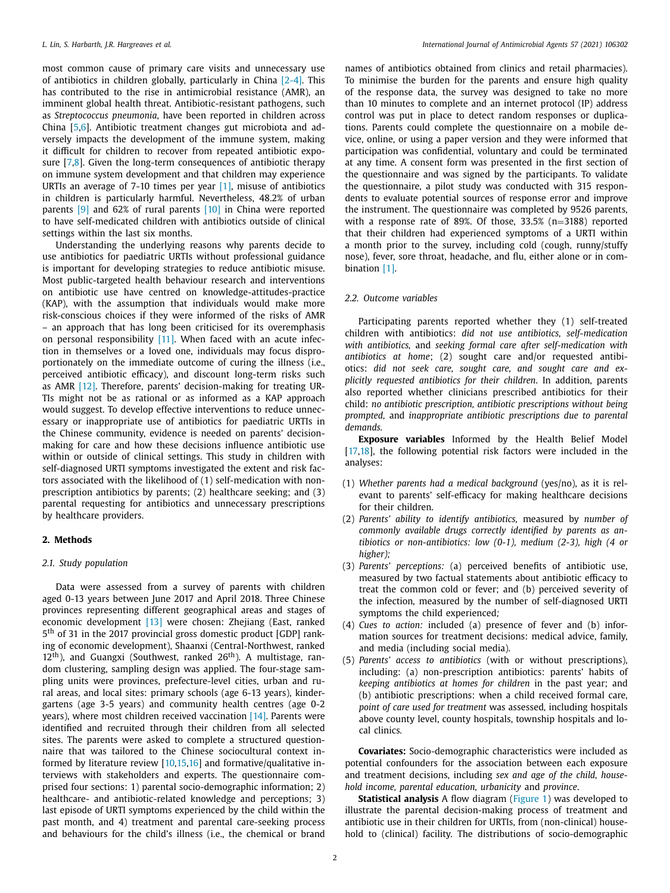most common cause of primary care visits and unnecessary use of antibiotics in children globally, particularly in China [2-4]. This has contributed to the rise in antimicrobial resistance (AMR), an imminent global health threat. Antibiotic-resistant pathogens, such as *Streptococcus pneumonia*, have been reported in children across China [5,6]. Antibiotic treatment changes gut microbiota and adversely impacts the development of the immune system, making it difficult for children to recover from repeated antibiotic exposure [7,8]. Given the long-term consequences of antibiotic therapy on immune system development and that children may experience URTIs an average of 7-10 times per year [1], misuse of antibiotics in children is particularly harmful. Nevertheless, 48.2% of urban parents [9] and 62% of rural parents [10] in China were reported to have self-medicated children with antibiotics outside of clinical settings within the last six months.

Understanding the underlying reasons why parents decide to use antibiotics for paediatric URTIs without professional guidance is important for developing strategies to reduce antibiotic misuse. Most public-targeted health behaviour research and interventions on antibiotic use have centred on knowledge-attitudes-practice (KAP), with the assumption that individuals would make more risk-conscious choices if they were informed of the risks of AMR – an approach that has long been criticised for its overemphasis on personal responsibility [11]. When faced with an acute infection in themselves or a loved one, individuals may focus disproportionately on the immediate outcome of curing the illness (i.e., perceived antibiotic efficacy), and discount long-term risks such as AMR [12]. Therefore, parents' decision-making for treating URTIs might not be as rational or as informed as a KAP approach would suggest. To develop effective interventions to reduce unnecessary or inappropriate use of antibiotics for paediatric URTIs in the Chinese community, evidence is needed on parents' decision-making for care and how these decisions influence antibiotic use within or outside of clinical settings. This study in children with self-diagnosed URTI symptoms investigated the extent and risk factors associated with the likelihood of (1) self-medication with non-prescription antibiotics by parents; (2) healthcare seeking; and (3) parental requesting for antibiotics and unnecessary prescriptions by healthcare providers.

## 2. Methods

### 2.1. Study population

Data were assessed from a survey of parents with children aged 0-13 years between June 2017 and April 2018. Three Chinese provinces representing different geographical areas and stages of economic development [13] were chosen: Zhejiang (East, ranked 5th of 31 in the 2017 provincial gross domestic product [GDP] ranking of economic development), Shaanxi (Central-Northwest, ranked 12th), and Guangxi (Southwest, ranked 26th). A multistage, random clustering, sampling design was applied. The four-stage sampling units were provinces, prefecture-level cities, urban and rural areas, and local sites: primary schools (age 6-13 years), kindergartens (age 3-5 years) and community health centres (age 0-2 years), where most children received vaccination [14]. Parents were identified and recruited through their children from all selected sites. The parents were asked to complete a structured questionnaire that was tailored to the Chinese sociocultural context informed by literature review [10,15,16] and formative/qualitative interviews with stakeholders and experts. The questionnaire comprised four sections: 1) parental socio-demographic information; 2) healthcare- and antibiotic-related knowledge and perceptions; 3) last episode of URTI symptoms experienced by the child within the past month, and 4) treatment and parental care-seeking process and behaviours for the child's illness (i.e., the chemical or brand names of antibiotics obtained from clinics and retail pharmacies). To minimise the burden for the parents and ensure high quality of the response data, the survey was designed to take no more than 10 minutes to complete and an internet protocol (IP) address control was put in place to detect random responses or duplications. Parents could complete the questionnaire on a mobile device, online, or using a paper version and they were informed that participation was confidential, voluntary and could be terminated at any time. A consent form was presented in the first section of the questionnaire and was signed by the participants. To validate the questionnaire, a pilot study was conducted with 315 respondents to evaluate potential sources of response error and improve the instrument. The questionnaire was completed by 9526 parents, with a response rate of 89%. Of those, 33.5% (n=3188) reported that their children had experienced symptoms of a URTI within a month prior to the survey, including cold (cough, runny/stuffy nose), fever, sore throat, headache, and flu, either alone or in combination [1].

### 2.2. Outcome variables

Participating parents reported whether they (1) self-treated children with antibiotics: *did not use antibiotics, self-medication with antibiotics,* and *seeking formal care after self-medication with antibiotics at home*; (2) sought care and/or requested antibiotics: *did not seek care, sought care, and sought care and explicitly requested antibiotics for their children*. In addition, parents also reported whether clinicians prescribed antibiotics for their child: *no antibiotic prescription, antibiotic prescriptions without being prompted,* and *inappropriate antibiotic prescriptions due to parental demands.*

**Exposure variables** Informed by the Health Belief Model [17,18], the following potential risk factors were included in the analyses:

(1) *Whether parents had a medical background* (yes/no), as it is relevant to parents' self-efficacy for making healthcare decisions for their children.
(2) *Parents' ability to identify antibiotics,* measured by *number of commonly available drugs correctly identified by parents as antibiotics or non-antibiotics: low (0-1), medium (2-3), high (4 or higher);*
(3) *Parents' perceptions:* (a) perceived benefits of antibiotic use, measured by two factual statements about antibiotic efficacy to treat the common cold or fever; and (b) perceived severity of the infection, measured by the number of self-diagnosed URTI symptoms the child experienced;
(4) *Cues to action:* included (a) presence of fever and (b) information sources for treatment decisions: medical advice, family, and media (including social media).
(5) *Parents' access to antibiotics* (with or without prescriptions), including: (a) non-prescription antibiotics: parents' habits of *keeping antibiotics at homes for children* in the past year; and (b) antibiotic prescriptions: when a child received formal care, *point of care used for treatment* was assessed, including hospitals above county level, county hospitals, township hospitals and local clinics.

**Covariates:** Socio-demographic characteristics were included as potential confounders for the association between each exposure and treatment decisions, including *sex and age of the child, household income, parental education, urbanicity* and *province*.

**Statistical analysis** A flow diagram (Figure 1) was developed to illustrate the parental decision-making process of treatment and antibiotic use in their children for URTIs, from (non-clinical) household to (clinical) facility. The distributions of socio-demographic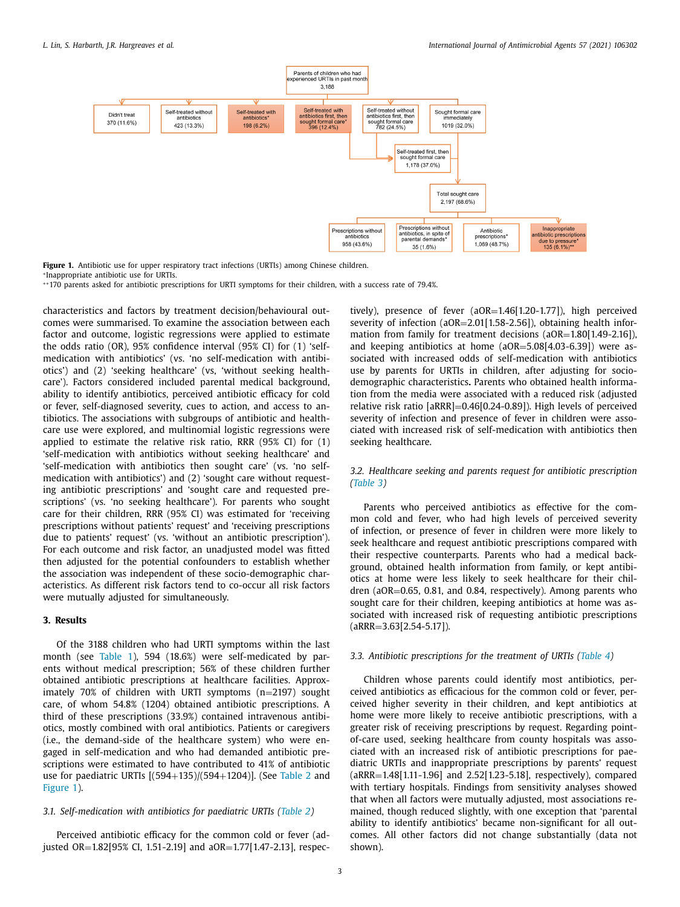Parents of children who had experienced URTIs in past month 3,188

Didn't treat 370 (11.6%)

Self-treated without antibiotics 423 (13.3%)

Self-treated with antibiotics* 198 (6.2%)

Self-treated with antibiotics first, then sought formal care* 396 (12.4%)

Self-treated without antibiotics first, then sought formal care 782 (24.5%)

Sought formal care immediately 1019 (32.0%)

Self-treated first, then sought formal care 1,178 (37.0%)

Total sought care 2,197 (68.6%)

Prescriptions without antibiotics 958 (43.6%)

Prescriptions without antibiotics, in spite of parental demands* 35 (1.6%)

Antibiotic prescriptions* 1,069 (48.7%)

Inappropriate antibiotic prescriptions due to pressure* 135 (6.1%)**

**Figure 1.** Antibiotic use for upper respiratory tract infections (URTIs) among Chinese children.
*Inappropriate antibiotic use for URTIs.
**170 parents asked for antibiotic prescriptions for URTI symptoms for their children, with a success rate of 79.4%.

characteristics and factors by treatment decision/behavioural outcomes were summarised. To examine the association between each factor and outcome, logistic regressions were applied to estimate the odds ratio (OR), 95% confidence interval (95% CI) for (1) 'self-medication with antibiotics' (vs. 'no self-medication with antibiotics') and (2) 'seeking healthcare' (vs, 'without seeking healthcare'). Factors considered included parental medical background, ability to identify antibiotics, perceived antibiotic efficacy for cold or fever, self-diagnosed severity, cues to action, and access to antibiotics. The associations with subgroups of antibiotic and healthcare use were explored, and multinomial logistic regressions were applied to estimate the relative risk ratio, RRR (95% CI) for (1) 'self-medication with antibiotics without seeking healthcare' and 'self-medication with antibiotics then sought care' (vs. 'no self-medication with antibiotics') and (2) 'sought care without requesting antibiotic prescriptions' and 'sought care and requested prescriptions' (vs. 'no seeking healthcare'). For parents who sought care for their children, RRR (95% CI) was estimated for 'receiving prescriptions without patients' request' and 'receiving prescriptions due to patients' request' (vs. 'without an antibiotic prescription'). For each outcome and risk factor, an unadjusted model was fitted then adjusted for the potential confounders to establish whether the association was independent of these socio-demographic characteristics. As different risk factors tend to co-occur all risk factors were mutually adjusted for simultaneously.

## 3. Results

Of the 3188 children who had URTI symptoms within the last month (see Table 1), 594 (18.6%) were self-medicated by parents without medical prescription; 56% of these children further obtained antibiotic prescriptions at healthcare facilities. Approximately 70% of children with URTI symptoms (n=2197) sought care, of whom 54.8% (1204) obtained antibiotic prescriptions. A third of these prescriptions (33.9%) contained intravenous antibiotics, mostly combined with oral antibiotics. Patients or caregivers (i.e., the demand-side of the healthcare system) who were engaged in self-medication and who had demanded antibiotic prescriptions were estimated to have contributed to 41% of antibiotic use for paediatric URTIs [(594+135)/(594+1204)]. (See Table 2 and Figure 1).

### 3.1. Self-medication with antibiotics for paediatric URTIs (Table 2)

Perceived antibiotic efficacy for the common cold or fever (adjusted OR=1.82[95% CI, 1.51-2.19] and aOR=1.77[1.47-2.13], respectively), presence of fever (aOR=1.46[1.20-1.77]), high perceived severity of infection (aOR=2.01[1.58-2.56]), obtaining health information from family for treatment decisions (aOR=1.80[1.49-2.16]), and keeping antibiotics at home (aOR=5.08[4.03-6.39]) were associated with increased odds of self-medication with antibiotics use by parents for URTIs in children, after adjusting for socio-demographic characteristics**.** Parents who obtained health information from the media were associated with a reduced risk (adjusted relative risk ratio [aRRR]=0.46[0.24-0.89]). High levels of perceived severity of infection and presence of fever in children were associated with increased risk of self-medication with antibiotics then seeking healthcare.

### 3.2. Healthcare seeking and parents request for antibiotic prescription (Table 3)

Parents who perceived antibiotics as effective for the common cold and fever, who had high levels of perceived severity of infection, or presence of fever in children were more likely to seek healthcare and request antibiotic prescriptions compared with their respective counterparts. Parents who had a medical background, obtained health information from family, or kept antibiotics at home were less likely to seek healthcare for their children (aOR=0.65, 0.81, and 0.84, respectively). Among parents who sought care for their children, keeping antibiotics at home was associated with increased risk of requesting antibiotic prescriptions (aRRR=3.63[2.54-5.17]).

### 3.3. Antibiotic prescriptions for the treatment of URTIs (Table 4)

Children whose parents could identify most antibiotics, perceived antibiotics as efficacious for the common cold or fever, perceived higher severity in their children, and kept antibiotics at home were more likely to receive antibiotic prescriptions, with a greater risk of receiving prescriptions by request. Regarding point-of-care used, seeking healthcare from county hospitals was associated with an increased risk of antibiotic prescriptions for paediatric URTIs and inappropriate prescriptions by parents' request (aRRR=1.48[1.11-1.96] and 2.52[1.23-5.18], respectively), compared with tertiary hospitals. Findings from sensitivity analyses showed that when all factors were mutually adjusted, most associations remained, though reduced slightly, with one exception that 'parental ability to identify antibiotics' became non-significant for all outcomes. All other factors did not change substantially (data not shown).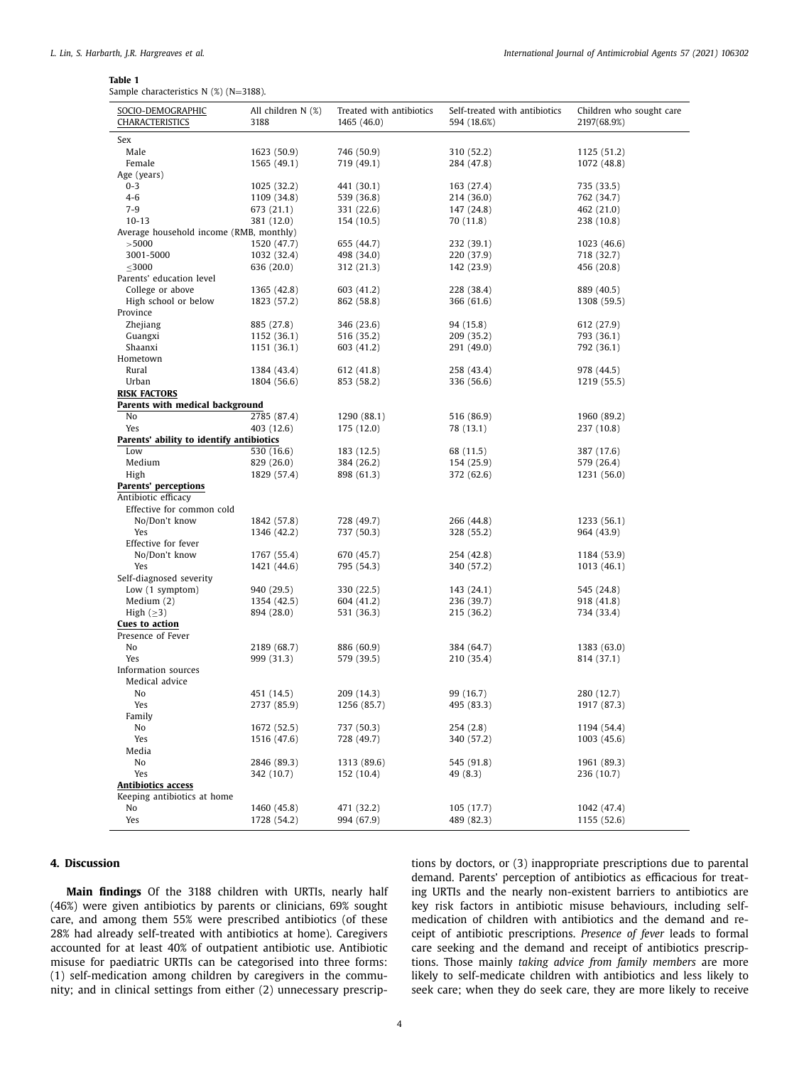**Table 1**

Sample characteristics N (%) (N=3188).

| SOCIO-DEMOGRAPHIC CHARACTERISTICS | All children N (%) 3188 | Treated with antibiotics 1465 (46.0) | Self-treated with antibiotics 594 (18.6%) | Children who sought care 2197(68.9%) |
|---|---|---|---|---|
| Sex | | | | |
| Male | 1623 (50.9) | 746 (50.9) | 310 (52.2) | 1125 (51.2) |
| Female | 1565 (49.1) | 719 (49.1) | 284 (47.8) | 1072 (48.8) |
| Age (years) | | | | |
| 0-3 | 1025 (32.2) | 441 (30.1) | 163 (27.4) | 735 (33.5) |
| 4-6 | 1109 (34.8) | 539 (36.8) | 214 (36.0) | 762 (34.7) |
| 7-9 | 673 (21.1) | 331 (22.6) | 147 (24.8) | 462 (21.0) |
| 10-13 | 381 (12.0) | 154 (10.5) | 70 (11.8) | 238 (10.8) |
| Average household income (RMB, monthly) | | | | |
| >5000 | 1520 (47.7) | 655 (44.7) | 232 (39.1) | 1023 (46.6) |
| 3001-5000 | 1032 (32.4) | 498 (34.0) | 220 (37.9) | 718 (32.7) |
| ≤3000 | 636 (20.0) | 312 (21.3) | 142 (23.9) | 456 (20.8) |
| Parents' education level | | | | |
| College or above | 1365 (42.8) | 603 (41.2) | 228 (38.4) | 889 (40.5) |
| High school or below | 1823 (57.2) | 862 (58.8) | 366 (61.6) | 1308 (59.5) |
| Province | | | | |
| Zhejiang | 885 (27.8) | 346 (23.6) | 94 (15.8) | 612 (27.9) |
| Guangxi | 1152 (36.1) | 516 (35.2) | 209 (35.2) | 793 (36.1) |
| Shaanxi | 1151 (36.1) | 603 (41.2) | 291 (49.0) | 792 (36.1) |
| Hometown | | | | |
| Rural | 1384 (43.4) | 612 (41.8) | 258 (43.4) | 978 (44.5) |
| Urban | 1804 (56.6) | 853 (58.2) | 336 (56.6) | 1219 (55.5) |
| **RISK FACTORS** | | | | |
| **Parents with medical background** | | | | |
| No | 2785 (87.4) | 1290 (88.1) | 516 (86.9) | 1960 (89.2) |
| Yes | 403 (12.6) | 175 (12.0) | 78 (13.1) | 237 (10.8) |
| **Parents' ability to identify antibiotics** | | | | |
| Low | 530 (16.6) | 183 (12.5) | 68 (11.5) | 387 (17.6) |
| Medium | 829 (26.0) | 384 (26.2) | 154 (25.9) | 579 (26.4) |
| High | 1829 (57.4) | 898 (61.3) | 372 (62.6) | 1231 (56.0) |
| **Parents' perceptions** | | | | |
| Antibiotic efficacy | | | | |
| Effective for common cold | | | | |
| No/Don't know | 1842 (57.8) | 728 (49.7) | 266 (44.8) | 1233 (56.1) |
| Yes | 1346 (42.2) | 737 (50.3) | 328 (55.2) | 964 (43.9) |
| Effective for fever | | | | |
| No/Don't know | 1767 (55.4) | 670 (45.7) | 254 (42.8) | 1184 (53.9) |
| Yes | 1421 (44.6) | 795 (54.3) | 340 (57.2) | 1013 (46.1) |
| Self-diagnosed severity | | | | |
| Low (1 symptom) | 940 (29.5) | 330 (22.5) | 143 (24.1) | 545 (24.8) |
| Medium (2) | 1354 (42.5) | 604 (41.2) | 236 (39.7) | 918 (41.8) |
| High (≥3) | 894 (28.0) | 531 (36.3) | 215 (36.2) | 734 (33.4) |
| **Cues to action** | | | | |
| Presence of Fever | | | | |
| No | 2189 (68.7) | 886 (60.9) | 384 (64.7) | 1383 (63.0) |
| Yes | 999 (31.3) | 579 (39.5) | 210 (35.4) | 814 (37.1) |
| Information sources | | | | |
| Medical advice | | | | |
| No | 451 (14.5) | 209 (14.3) | 99 (16.7) | 280 (12.7) |
| Yes | 2737 (85.9) | 1256 (85.7) | 495 (83.3) | 1917 (87.3) |
| Family | | | | |
| No | 1672 (52.5) | 737 (50.3) | 254 (2.8) | 1194 (54.4) |
| Yes | 1516 (47.6) | 728 (49.7) | 340 (57.2) | 1003 (45.6) |
| Media | | | | |
| No | 2846 (89.3) | 1313 (89.6) | 545 (91.8) | 1961 (89.3) |
| Yes | 342 (10.7) | 152 (10.4) | 49 (8.3) | 236 (10.7) |
| **Antibiotics access** | | | | |
| Keeping antibiotics at home | | | | |
| No | 1460 (45.8) | 471 (32.2) | 105 (17.7) | 1042 (47.4) |
| Yes | 1728 (54.2) | 994 (67.9) | 489 (82.3) | 1155 (52.6) |

## 4. Discussion

**Main findings** Of the 3188 children with URTIs, nearly half (46%) were given antibiotics by parents or clinicians, 69% sought care, and among them 55% were prescribed antibiotics (of these 28% had already self-treated with antibiotics at home). Caregivers accounted for at least 40% of outpatient antibiotic use. Antibiotic misuse for paediatric URTIs can be categorised into three forms: (1) self-medication among children by caregivers in the community; and in clinical settings from either (2) unnecessary prescriptions by doctors, or (3) inappropriate prescriptions due to parental demand. Parents' perception of antibiotics as efficacious for treating URTIs and the nearly non-existent barriers to antibiotics are key risk factors in antibiotic misuse behaviours, including self-medication of children with antibiotics and the demand and receipt of antibiotic prescriptions. *Presence of fever* leads to formal care seeking and the demand and receipt of antibiotics prescriptions. Those mainly *taking advice from family members* are more likely to self-medicate children with antibiotics and less likely to seek care; when they do seek care, they are more likely to receive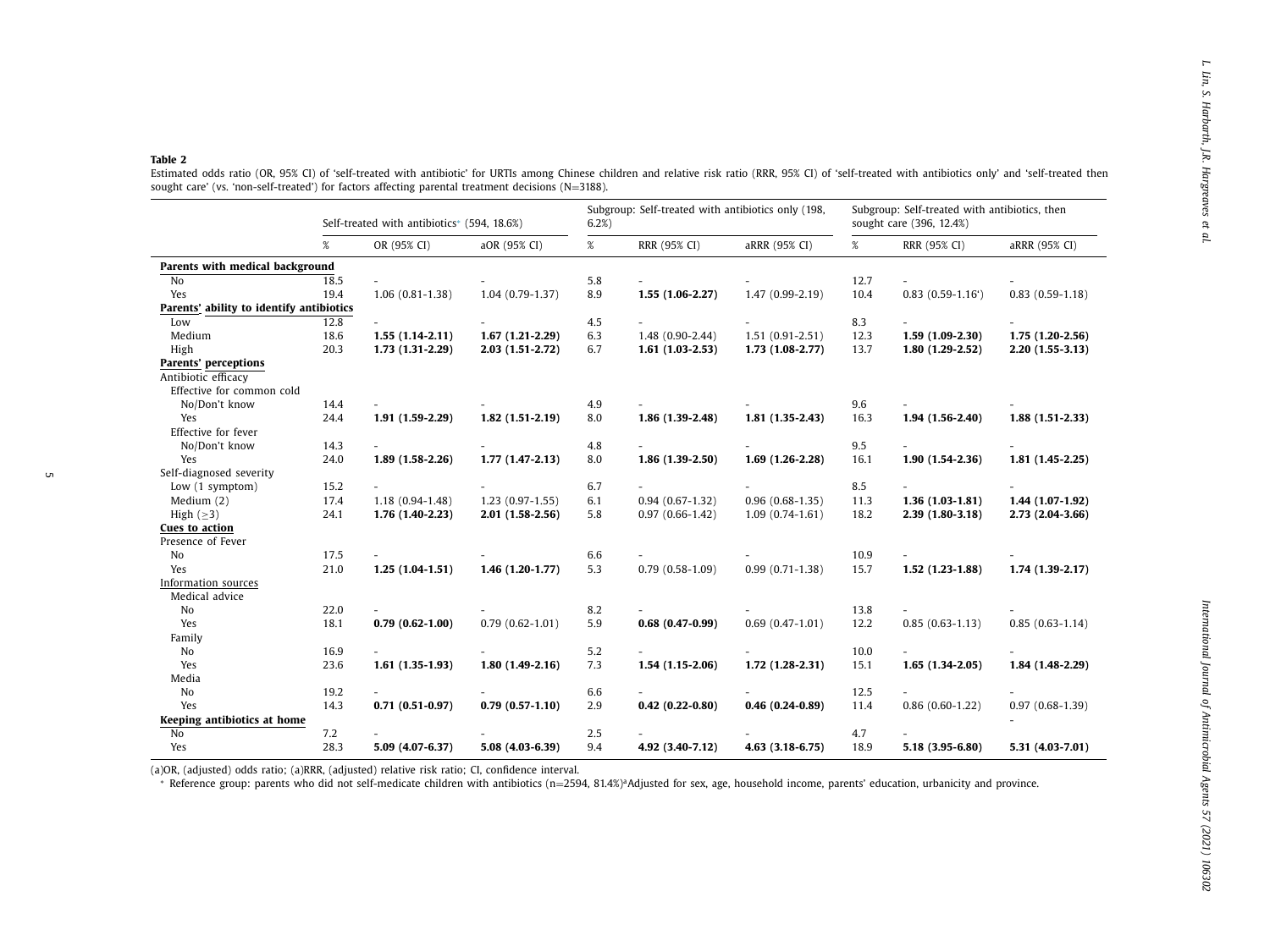**Table 2**

Estimated odds ratio (OR, 95% CI) of 'self-treated with antibiotic' for URTIs among Chinese children and relative risk ratio (RRR, 95% CI) of 'self-treated with antibiotics only' and 'self-treated then sought care' (vs. 'non-self-treated') for factors affecting parental treatment decisions (N=3188).

| | Self-treated with antibiotics* (594, 18.6%) | | | Subgroup: Self-treated with antibiotics only (198, 6.2%) | | | Subgroup: Self-treated with antibiotics, then sought care (396, 12.4%) | | |
|---|---|---|---|---|---|---|---|---|---|
| | % | OR (95% CI) | aOR (95% CI) | % | RRR (95% CI) | aRRR (95% CI) | % | RRR (95% CI) | aRRR (95% CI) |
| **Parents with medical background** | | | | | | | | | |
| No | 18.5 | - | - | 5.8 | - | - | 12.7 | - | - |
| Yes | 19.4 | 1.06 (0.81-1.38) | 1.04 (0.79-1.37) | 8.9 | **1.55 (1.06-2.27)** | 1.47 (0.99-2.19) | 10.4 | 0.83 (0.59-1.16') | 0.83 (0.59-1.18) |
| **Parents' ability to identify antibiotics** | | | | | | | | | |
| Low | 12.8 | - | - | 4.5 | - | - | 8.3 | - | - |
| Medium | 18.6 | **1.55 (1.14-2.11)** | **1.67 (1.21-2.29)** | 6.3 | 1.48 (0.90-2.44) | 1.51 (0.91-2.51) | 12.3 | **1.59 (1.09-2.30)** | **1.75 (1.20-2.56)** |
| High | 20.3 | **1.73 (1.31-2.29)** | **2.03 (1.51-2.72)** | 6.7 | **1.61 (1.03-2.53)** | **1.73 (1.08-2.77)** | 13.7 | **1.80 (1.29-2.52)** | **2.20 (1.55-3.13)** |
| **Parents' perceptions** | | | | | | | | | |
| Antibiotic efficacy | | | | | | | | | |
| Effective for common cold | | | | | | | | | |
| No/Don't know | 14.4 | - | - | 4.9 | - | - | 9.6 | - | - |
| Yes | 24.4 | **1.91 (1.59-2.29)** | **1.82 (1.51-2.19)** | 8.0 | **1.86 (1.39-2.48)** | **1.81 (1.35-2.43)** | 16.3 | **1.94 (1.56-2.40)** | **1.88 (1.51-2.33)** |
| Effective for fever | | | | | | | | | |
| No/Don't know | 14.3 | - | - | 4.8 | - | - | 9.5 | - | - |
| Yes | 24.0 | **1.89 (1.58-2.26)** | **1.77 (1.47-2.13)** | 8.0 | **1.86 (1.39-2.50)** | **1.69 (1.26-2.28)** | 16.1 | **1.90 (1.54-2.36)** | **1.81 (1.45-2.25)** |
| Self-diagnosed severity | | | | | | | | | |
| Low (1 symptom) | 15.2 | - | - | 6.7 | - | - | 8.5 | - | - |
| Medium (2) | 17.4 | 1.18 (0.94-1.48) | 1.23 (0.97-1.55) | 6.1 | 0.94 (0.67-1.32) | 0.96 (0.68-1.35) | 11.3 | **1.36 (1.03-1.81)** | **1.44 (1.07-1.92)** |
| High (≥3) | 24.1 | **1.76 (1.40-2.23)** | **2.01 (1.58-2.56)** | 5.8 | 0.97 (0.66-1.42) | 1.09 (0.74-1.61) | 18.2 | **2.39 (1.80-3.18)** | **2.73 (2.04-3.66)** |
| **Cues to action** | | | | | | | | | |
| Presence of Fever | | | | | | | | | |
| No | 17.5 | - | - | 6.6 | - | - | 10.9 | - | - |
| Yes | 21.0 | **1.25 (1.04-1.51)** | **1.46 (1.20-1.77)** | 5.3 | 0.79 (0.58-1.09) | 0.99 (0.71-1.38) | 15.7 | **1.52 (1.23-1.88)** | **1.74 (1.39-2.17)** |
| Information sources | | | | | | | | | |
| Medical advice | | | | | | | | | |
| No | 22.0 | - | - | 8.2 | - | - | 13.8 | - | - |
| Yes | 18.1 | **0.79 (0.62-1.00)** | 0.79 (0.62-1.01) | 5.9 | **0.68 (0.47-0.99)** | 0.69 (0.47-1.01) | 12.2 | 0.85 (0.63-1.13) | 0.85 (0.63-1.14) |
| Family | | | | | | | | | |
| No | 16.9 | - | - | 5.2 | - | - | 10.0 | - | - |
| Yes | 23.6 | **1.61 (1.35-1.93)** | **1.80 (1.49-2.16)** | 7.3 | **1.54 (1.15-2.06)** | **1.72 (1.28-2.31)** | 15.1 | **1.65 (1.34-2.05)** | **1.84 (1.48-2.29)** |
| Media | | | | | | | | | |
| No | 19.2 | - | - | 6.6 | - | - | 12.5 | - | - |
| Yes | 14.3 | **0.71 (0.51-0.97)** | **0.79 (0.57-1.10)** | 2.9 | **0.42 (0.22-0.80)** | **0.46 (0.24-0.89)** | 11.4 | 0.86 (0.60-1.22) | 0.97 (0.68-1.39) |
| **Keeping antibiotics at home** | | | | | | | | | - |
| No | 7.2 | - | - | 2.5 | - | - | 4.7 | - | |
| Yes | 28.3 | **5.09 (4.07-6.37)** | **5.08 (4.03-6.39)** | 9.4 | **4.92 (3.40-7.12)** | **4.63 (3.18-6.75)** | 18.9 | **5.18 (3.95-6.80)** | **5.31 (4.03-7.01)** |

(a)OR, (adjusted) odds ratio; (a)RRR, (adjusted) relative risk ratio; CI, confidence interval.

* Reference group: parents who did not self-medicate children with antibiotics (n=2594, 81.4%)[a]Adjusted for sex, age, household income, parents' education, urbanicity and province.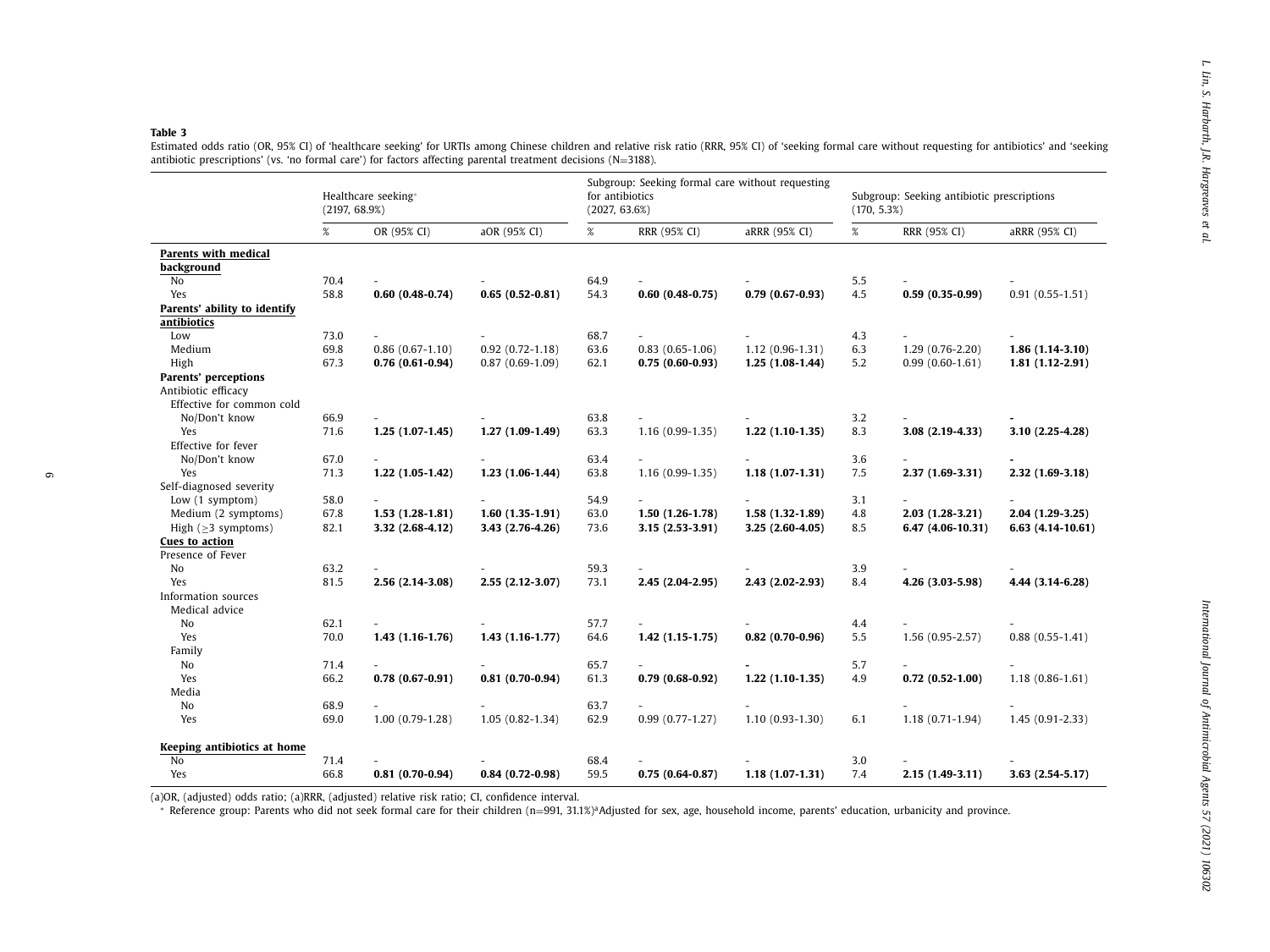**Table 3**

Estimated odds ratio (OR, 95% CI) of 'healthcare seeking' for URTIs among Chinese children and relative risk ratio (RRR, 95% CI) of 'seeking formal care without requesting for antibiotics' and 'seeking antibiotic prescriptions' (vs. 'no formal care') for factors affecting parental treatment decisions (N=3188).

| | Healthcare seeking* (2197, 68.9%) | | | Subgroup: Seeking formal care without requesting for antibiotics (2027, 63.6%) | | | Subgroup: Seeking antibiotic prescriptions (170, 5.3%) | | |
|---|---|---|---|---|---|---|---|---|---|
| | % | OR (95% CI) | aOR (95% CI) | % | RRR (95% CI) | aRRR (95% CI) | % | RRR (95% CI) | aRRR (95% CI) |
| **Parents with medical background** | | | | | | | | | |
| No | 70.4 | - | - | 64.9 | - | - | 5.5 | - | - |
| Yes | 58.8 | **0.60 (0.48-0.74)** | **0.65 (0.52-0.81)** | 54.3 | **0.60 (0.48-0.75)** | **0.79 (0.67-0.93)** | 4.5 | **0.59 (0.35-0.99)** | 0.91 (0.55-1.51) |
| **Parents' ability to identify antibiotics** | | | | | | | | | |
| Low | 73.0 | - | - | 68.7 | - | - | 4.3 | - | - |
| Medium | 69.8 | 0.86 (0.67-1.10) | 0.92 (0.72-1.18) | 63.6 | 0.83 (0.65-1.06) | 1.12 (0.96-1.31) | 6.3 | 1.29 (0.76-2.20) | **1.86 (1.14-3.10)** |
| High | 67.3 | **0.76 (0.61-0.94)** | 0.87 (0.69-1.09) | 62.1 | **0.75 (0.60-0.93)** | **1.25 (1.08-1.44)** | 5.2 | 0.99 (0.60-1.61) | **1.81 (1.12-2.91)** |
| **Parents' perceptions** | | | | | | | | | |
| Antibiotic efficacy | | | | | | | | | |
| Effective for common cold | | | | | | | | | |
| No/Don't know | 66.9 | - | - | 63.8 | - | - | 3.2 | - | - |
| Yes | 71.6 | **1.25 (1.07-1.45)** | **1.27 (1.09-1.49)** | 63.3 | 1.16 (0.99-1.35) | **1.22 (1.10-1.35)** | 8.3 | **3.08 (2.19-4.33)** | **3.10 (2.25-4.28)** |
| Effective for fever | | | | | | | | | |
| No/Don't know | 67.0 | - | - | 63.4 | - | - | 3.6 | - | - |
| Yes | 71.3 | **1.22 (1.05-1.42)** | **1.23 (1.06-1.44)** | 63.8 | 1.16 (0.99-1.35) | **1.18 (1.07-1.31)** | 7.5 | **2.37 (1.69-3.31)** | **2.32 (1.69-3.18)** |
| Self-diagnosed severity | | | | | | | | | |
| Low (1 symptom) | 58.0 | - | - | 54.9 | - | - | 3.1 | - | - |
| Medium (2 symptoms) | 67.8 | **1.53 (1.28-1.81)** | **1.60 (1.35-1.91)** | 63.0 | **1.50 (1.26-1.78)** | **1.58 (1.32-1.89)** | 4.8 | **2.03 (1.28-3.21)** | **2.04 (1.29-3.25)** |
| High (≥3 symptoms) | 82.1 | **3.32 (2.68-4.12)** | **3.43 (2.76-4.26)** | 73.6 | **3.15 (2.53-3.91)** | **3.25 (2.60-4.05)** | 8.5 | **6.47 (4.06-10.31)** | **6.63 (4.14-10.61)** |
| **Cues to action** | | | | | | | | | |
| Presence of Fever | | | | | | | | | |
| No | 63.2 | - | - | 59.3 | - | - | 3.9 | - | - |
| Yes | 81.5 | **2.56 (2.14-3.08)** | **2.55 (2.12-3.07)** | 73.1 | **2.45 (2.04-2.95)** | **2.43 (2.02-2.93)** | 8.4 | **4.26 (3.03-5.98)** | **4.44 (3.14-6.28)** |
| Information sources | | | | | | | | | |
| Medical advice | | | | | | | | | |
| No | 62.1 | - | - | 57.7 | - | - | 4.4 | - | - |
| Yes | 70.0 | **1.43 (1.16-1.76)** | **1.43 (1.16-1.77)** | 64.6 | **1.42 (1.15-1.75)** | **0.82 (0.70-0.96)** | 5.5 | 1.56 (0.95-2.57) | 0.88 (0.55-1.41) |
| Family | | | | | | | | | |
| No | 71.4 | - | - | 65.7 | - | - | 5.7 | - | - |
| Yes | 66.2 | **0.78 (0.67-0.91)** | **0.81 (0.70-0.94)** | 61.3 | **0.79 (0.68-0.92)** | **1.22 (1.10-1.35)** | 4.9 | **0.72 (0.52-1.00)** | 1.18 (0.86-1.61) |
| Media | | | | | | | | | |
| No | 68.9 | - | - | 63.7 | - | - | | - | - |
| Yes | 69.0 | 1.00 (0.79-1.28) | 1.05 (0.82-1.34) | 62.9 | 0.99 (0.77-1.27) | 1.10 (0.93-1.30) | 6.1 | 1.18 (0.71-1.94) | 1.45 (0.91-2.33) |
| **Keeping antibiotics at home** | | | | | | | | | |
| No | 71.4 | - | - | 68.4 | - | - | 3.0 | - | - |
| Yes | 66.8 | **0.81 (0.70-0.94)** | **0.84 (0.72-0.98)** | 59.5 | **0.75 (0.64-0.87)** | **1.18 (1.07-1.31)** | 7.4 | **2.15 (1.49-3.11)** | **3.63 (2.54-5.17)** |

(a)OR, (adjusted) odds ratio; (a)RRR, (adjusted) relative risk ratio; CI, confidence interval.

\* Reference group: Parents who did not seek formal care for their children (n=991, 31.1%)[a]Adjusted for sex, age, household income, parents' education, urbanicity and province.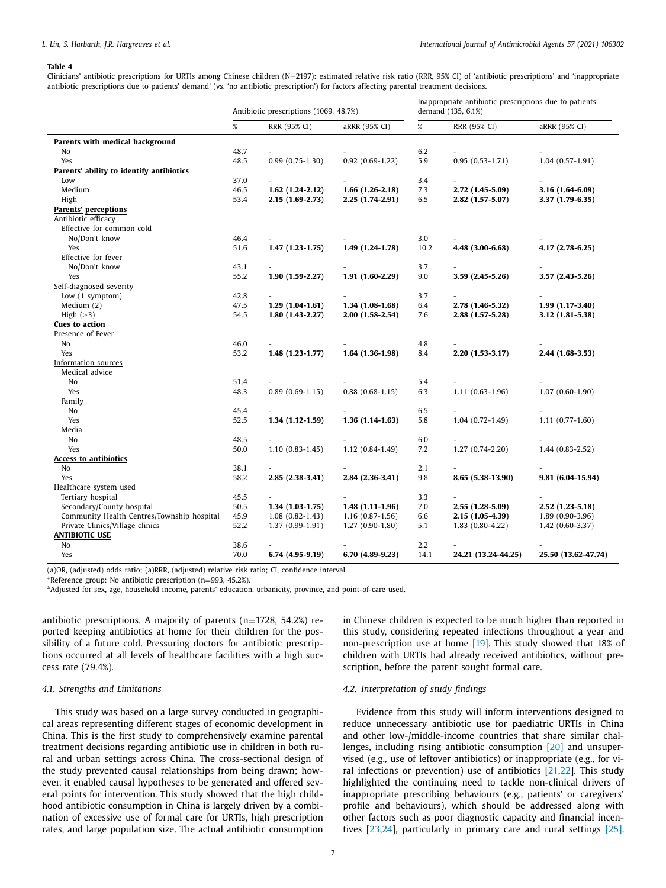**Table 4**

Clinicians' antibiotic prescriptions for URTIs among Chinese children (N=2197): estimated relative risk ratio (RRR, 95% CI) of 'antibiotic prescriptions' and 'inappropriate antibiotic prescriptions due to patients' demand' (vs. 'no antibiotic prescription') for factors affecting parental treatment decisions.

| | Antibiotic prescriptions (1069, 48.7%) | | | Inappropriate antibiotic prescriptions due to patients' demand (135, 6.1%) | | |
|---|---|---|---|---|---|---|
| | % | RRR (95% CI) | aRRR (95% CI) | % | RRR (95% CI) | aRRR (95% CI) |
| **Parents with medical background** | | | | | | |
| No | 48.7 | - | - | 6.2 | - | - |
| Yes | 48.5 | 0.99 (0.75-1.30) | 0.92 (0.69-1.22) | 5.9 | 0.95 (0.53-1.71) | 1.04 (0.57-1.91) |
| **Parents' ability to identify antibiotics** | | | | | | |
| Low | 37.0 | - | - | 3.4 | - | - |
| Medium | 46.5 | **1.62 (1.24-2.12)** | **1.66 (1.26-2.18)** | 7.3 | **2.72 (1.45-5.09)** | **3.16 (1.64-6.09)** |
| High | 53.4 | **2.15 (1.69-2.73)** | **2.25 (1.74-2.91)** | 6.5 | **2.82 (1.57-5.07)** | **3.37 (1.79-6.35)** |
| **Parents' perceptions** | | | | | | |
| Antibiotic efficacy | | | | | | |
| Effective for common cold | | | | | | |
| No/Don't know | 46.4 | - | - | 3.0 | - | - |
| Yes | 51.6 | **1.47 (1.23-1.75)** | **1.49 (1.24-1.78)** | 10.2 | **4.48 (3.00-6.68)** | **4.17 (2.78-6.25)** |
| Effective for fever | | | | | | |
| No/Don't know | 43.1 | - | - | 3.7 | - | - |
| Yes | 55.2 | **1.90 (1.59-2.27)** | **1.91 (1.60-2.29)** | 9.0 | **3.59 (2.45-5.26)** | **3.57 (2.43-5.26)** |
| Self-diagnosed severity | | | | | | |
| Low (1 symptom) | 42.8 | - | - | 3.7 | - | - |
| Medium (2) | 47.5 | **1.29 (1.04-1.61)** | **1.34 (1.08-1.68)** | 6.4 | **2.78 (1.46-5.32)** | **1.99 (1.17-3.40)** |
| High (≥3) | 54.5 | **1.80 (1.43-2.27)** | **2.00 (1.58-2.54)** | 7.6 | **2.88 (1.57-5.28)** | **3.12 (1.81-5.38)** |
| **Cues to action** | | | | | | |
| Presence of Fever | | | | | | |
| No | 46.0 | - | - | 4.8 | - | - |
| Yes | 53.2 | **1.48 (1.23-1.77)** | **1.64 (1.36-1.98)** | 8.4 | **2.20 (1.53-3.17)** | **2.44 (1.68-3.53)** |
| Information sources | | | | | | |
| Medical advice | | | | | | |
| No | 51.4 | - | - | 5.4 | - | - |
| Yes | 48.3 | 0.89 (0.69-1.15) | 0.88 (0.68-1.15) | 6.3 | 1.11 (0.63-1.96) | 1.07 (0.60-1.90) |
| Family | | | | | | |
| No | 45.4 | - | - | 6.5 | - | - |
| Yes | 52.5 | **1.34 (1.12-1.59)** | **1.36 (1.14-1.63)** | 5.8 | 1.04 (0.72-1.49) | 1.11 (0.77-1.60) |
| Media | | | | | | |
| No | 48.5 | - | - | 6.0 | - | - |
| Yes | 50.0 | 1.10 (0.83-1.45) | 1.12 (0.84-1.49) | 7.2 | 1.27 (0.74-2.20) | 1.44 (0.83-2.52) |
| **Access to antibiotics** | | | | | | |
| No | 38.1 | - | - | 2.1 | - | - |
| Yes | 58.2 | **2.85 (2.38-3.41)** | **2.84 (2.36-3.41)** | 9.8 | **8.65 (5.38-13.90)** | **9.81 (6.04-15.94)** |
| Healthcare system used | | | | | | |
| Tertiary hospital | 45.5 | - | - | 3.3 | - | - |
| Secondary/County hospital | 50.5 | **1.34 (1.03-1.75)** | **1.48 (1.11-1.96)** | 7.0 | **2.55 (1.28-5.09)** | **2.52 (1.23-5.18)** |
| Community Health Centres/Township hospital | 45.9 | 1.08 (0.82-1.43) | 1.16 (0.87-1.56) | 6.6 | **2.15 (1.05-4.39)** | 1.89 (0.90-3.96) |
| Private Clinics/Village clinics | 52.2 | 1.37 (0.99-1.91) | 1.27 (0.90-1.80) | 5.1 | 1.83 (0.80-4.22) | 1.42 (0.60-3.37) |
| **ANTIBIOTIC USE** | | | | | | |
| No | 38.6 | - | - | 2.2 | - | - |
| Yes | 70.0 | **6.74 (4.95-9.19)** | **6.70 (4.89-9.23)** | 14.1 | **24.21 (13.24-44.25)** | **25.50 (13.62-47.74)** |

(a)OR, (adjusted) odds ratio; (a)RRR, (adjusted) relative risk ratio; CI, confidence interval.

*Reference group: No antibiotic prescription (n=993, 45.2%).

[a]Adjusted for sex, age, household income, parents' education, urbanicity, province, and point-of-care used.

antibiotic prescriptions. A majority of parents (n=1728, 54.2%) reported keeping antibiotics at home for their children for the possibility of a future cold. Pressuring doctors for antibiotic prescriptions occurred at all levels of healthcare facilities with a high success rate (79.4%).

### 4.1. Strengths and Limitations

This study was based on a large survey conducted in geographical areas representing different stages of economic development in China. This is the first study to comprehensively examine parental treatment decisions regarding antibiotic use in children in both rural and urban settings across China. The cross-sectional design of the study prevented causal relationships from being drawn; however, it enabled causal hypotheses to be generated and offered several points for intervention. This study showed that the high childhood antibiotic consumption in China is largely driven by a combination of excessive use of formal care for URTIs, high prescription rates, and large population size. The actual antibiotic consumption in Chinese children is expected to be much higher than reported in this study, considering repeated infections throughout a year and non-prescription use at home [19]. This study showed that 18% of children with URTIs had already received antibiotics, without prescription, before the parent sought formal care.

### 4.2. Interpretation of study findings

Evidence from this study will inform interventions designed to reduce unnecessary antibiotic use for paediatric URTIs in China and other low-/middle-income countries that share similar challenges, including rising antibiotic consumption [20] and unsupervised (e.g., use of leftover antibiotics) or inappropriate (e.g., for viral infections or prevention) use of antibiotics [21,22]. This study highlighted the continuing need to tackle non-clinical drivers of inappropriate prescribing behaviours (e.g., patients' or caregivers' profile and behaviours), which should be addressed along with other factors such as poor diagnostic capacity and financial incentives [23,24], particularly in primary care and rural settings [25].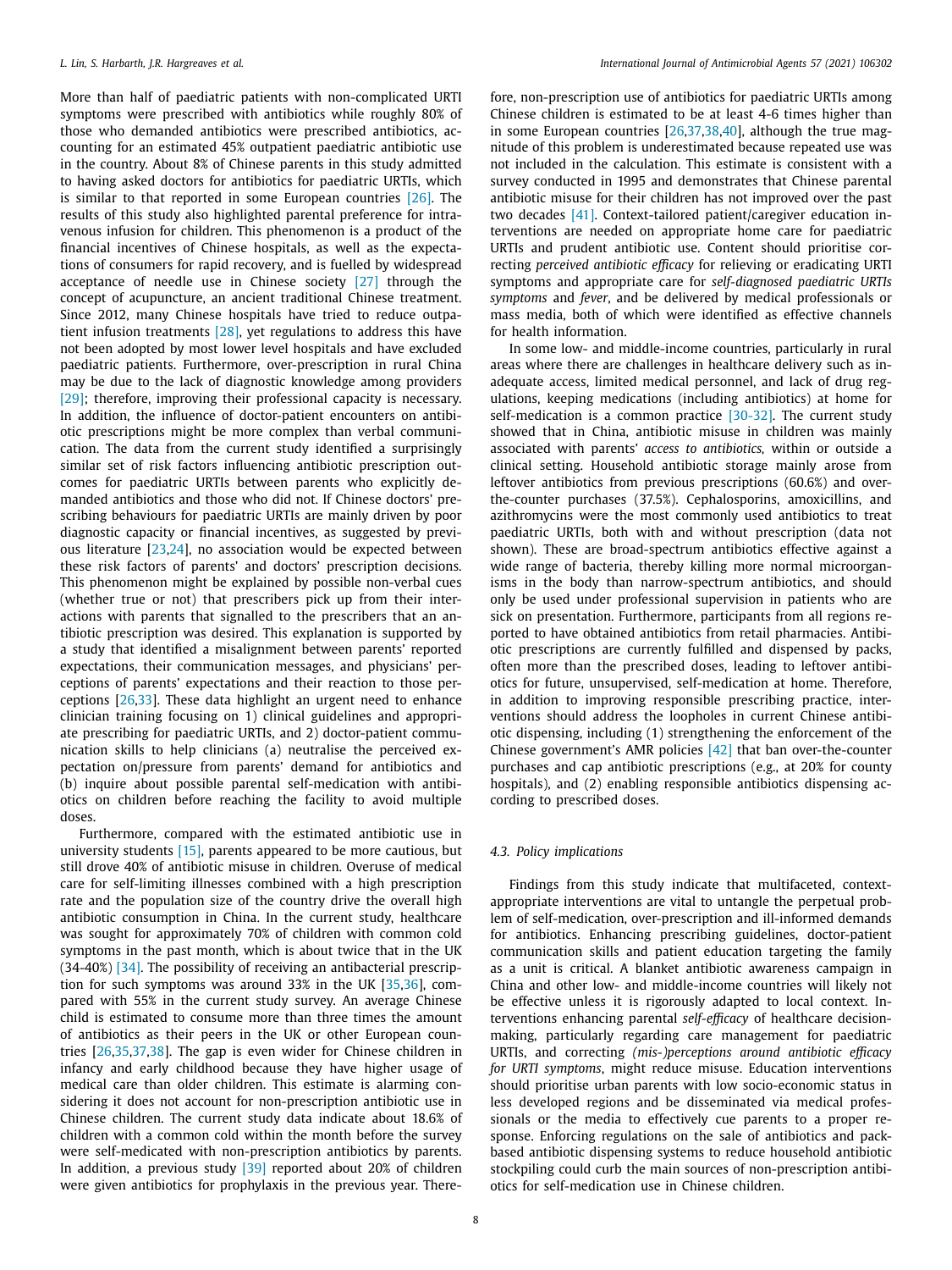More than half of paediatric patients with non-complicated URTI symptoms were prescribed with antibiotics while roughly 80% of those who demanded antibiotics were prescribed antibiotics, accounting for an estimated 45% outpatient paediatric antibiotic use in the country. About 8% of Chinese parents in this study admitted to having asked doctors for antibiotics for paediatric URTIs, which is similar to that reported in some European countries [26]. The results of this study also highlighted parental preference for intravenous infusion for children. This phenomenon is a product of the financial incentives of Chinese hospitals, as well as the expectations of consumers for rapid recovery, and is fuelled by widespread acceptance of needle use in Chinese society [27] through the concept of acupuncture, an ancient traditional Chinese treatment. Since 2012, many Chinese hospitals have tried to reduce outpatient infusion treatments [28], yet regulations to address this have not been adopted by most lower level hospitals and have excluded paediatric patients. Furthermore, over-prescription in rural China may be due to the lack of diagnostic knowledge among providers [29]; therefore, improving their professional capacity is necessary. In addition, the influence of doctor-patient encounters on antibiotic prescriptions might be more complex than verbal communication. The data from the current study identified a surprisingly similar set of risk factors influencing antibiotic prescription outcomes for paediatric URTIs between parents who explicitly demanded antibiotics and those who did not. If Chinese doctors' prescribing behaviours for paediatric URTIs are mainly driven by poor diagnostic capacity or financial incentives, as suggested by previous literature [23,24], no association would be expected between these risk factors of parents' and doctors' prescription decisions. This phenomenon might be explained by possible non-verbal cues (whether true or not) that prescribers pick up from their interactions with parents that signalled to the prescribers that an antibiotic prescription was desired. This explanation is supported by a study that identified a misalignment between parents' reported expectations, their communication messages, and physicians' perceptions of parents' expectations and their reaction to those perceptions [26,33]. These data highlight an urgent need to enhance clinician training focusing on 1) clinical guidelines and appropriate prescribing for paediatric URTIs, and 2) doctor-patient communication skills to help clinicians (a) neutralise the perceived expectation on/pressure from parents' demand for antibiotics and (b) inquire about possible parental self-medication with antibiotics on children before reaching the facility to avoid multiple doses.

Furthermore, compared with the estimated antibiotic use in university students [15], parents appeared to be more cautious, but still drove 40% of antibiotic misuse in children. Overuse of medical care for self-limiting illnesses combined with a high prescription rate and the population size of the country drive the overall high antibiotic consumption in China. In the current study, healthcare was sought for approximately 70% of children with common cold symptoms in the past month, which is about twice that in the UK (34-40%) [34]. The possibility of receiving an antibacterial prescription for such symptoms was around 33% in the UK [35,36], compared with 55% in the current study survey. An average Chinese child is estimated to consume more than three times the amount of antibiotics as their peers in the UK or other European countries [26,35,37,38]. The gap is even wider for Chinese children in infancy and early childhood because they have higher usage of medical care than older children. This estimate is alarming considering it does not account for non-prescription antibiotic use in Chinese children. The current study data indicate about 18.6% of children with a common cold within the month before the survey were self-medicated with non-prescription antibiotics by parents. In addition, a previous study [39] reported about 20% of children were given antibiotics for prophylaxis in the previous year. Therefore, non-prescription use of antibiotics for paediatric URTIs among Chinese children is estimated to be at least 4-6 times higher than in some European countries [26,37,38,40], although the true magnitude of this problem is underestimated because repeated use was not included in the calculation. This estimate is consistent with a survey conducted in 1995 and demonstrates that Chinese parental antibiotic misuse for their children has not improved over the past two decades [41]. Context-tailored patient/caregiver education interventions are needed on appropriate home care for paediatric URTIs and prudent antibiotic use. Content should prioritise correcting *perceived antibiotic efficacy* for relieving or eradicating URTI symptoms and appropriate care for *self-diagnosed paediatric URTIs symptoms* and *fever*, and be delivered by medical professionals or mass media, both of which were identified as effective channels for health information.

In some low- and middle-income countries, particularly in rural areas where there are challenges in healthcare delivery such as inadequate access, limited medical personnel, and lack of drug regulations, keeping medications (including antibiotics) at home for self-medication is a common practice [30-32]. The current study showed that in China, antibiotic misuse in children was mainly associated with parents' *access to antibiotics,* within or outside a clinical setting. Household antibiotic storage mainly arose from leftover antibiotics from previous prescriptions (60.6%) and over-the-counter purchases (37.5%). Cephalosporins, amoxicillins, and azithromycins were the most commonly used antibiotics to treat paediatric URTIs, both with and without prescription (data not shown). These are broad-spectrum antibiotics effective against a wide range of bacteria, thereby killing more normal microorganisms in the body than narrow-spectrum antibiotics, and should only be used under professional supervision in patients who are sick on presentation. Furthermore, participants from all regions reported to have obtained antibiotics from retail pharmacies. Antibiotic prescriptions are currently fulfilled and dispensed by packs, often more than the prescribed doses, leading to leftover antibiotics for future, unsupervised, self-medication at home. Therefore, in addition to improving responsible prescribing practice, interventions should address the loopholes in current Chinese antibiotic dispensing, including (1) strengthening the enforcement of the Chinese government's AMR policies [42] that ban over-the-counter purchases and cap antibiotic prescriptions (e.g., at 20% for county hospitals), and (2) enabling responsible antibiotics dispensing according to prescribed doses.

### 4.3. Policy implications

Findings from this study indicate that multifaceted, context-appropriate interventions are vital to untangle the perpetual problem of self-medication, over-prescription and ill-informed demands for antibiotics. Enhancing prescribing guidelines, doctor-patient communication skills and patient education targeting the family as a unit is critical. A blanket antibiotic awareness campaign in China and other low- and middle-income countries will likely not be effective unless it is rigorously adapted to local context. Interventions enhancing parental *self-efficacy* of healthcare decision-making, particularly regarding care management for paediatric URTIs, and correcting *(mis-)perceptions around antibiotic efficacy for URTI symptoms*, might reduce misuse. Education interventions should prioritise urban parents with low socio-economic status in less developed regions and be disseminated via medical professionals or the media to effectively cue parents to a proper response. Enforcing regulations on the sale of antibiotics and pack-based antibiotic dispensing systems to reduce household antibiotic stockpiling could curb the main sources of non-prescription antibiotics for self-medication use in Chinese children.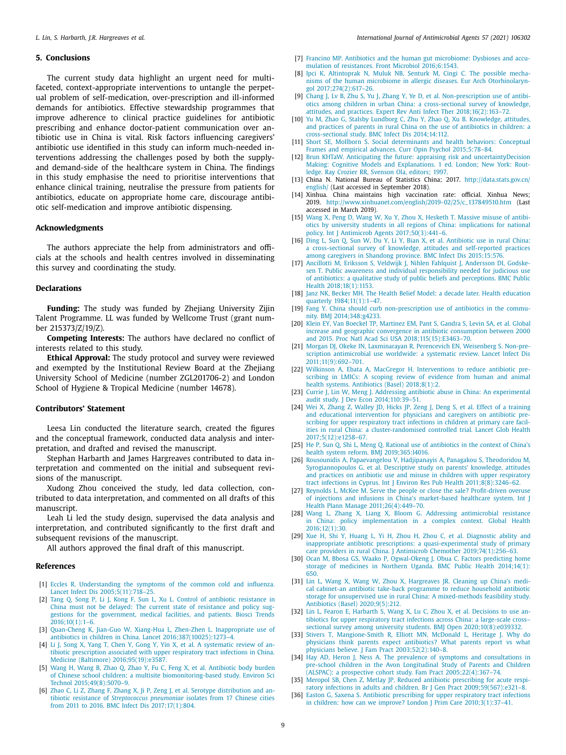## 5. Conclusions

The current study data highlight an urgent need for multi-faceted, context-appropriate interventions to untangle the perpetual problem of self-medication, over-prescription and ill-informed demands for antibiotics. Effective stewardship programmes that improve adherence to clinical practice guidelines for antibiotic prescribing and enhance doctor-patient communication over antibiotic use in China is vital. Risk factors influencing caregivers' antibiotic use identified in this study can inform much-needed interventions addressing the challenges posed by both the supply- and demand-side of the healthcare system in China. The findings in this study emphasise the need to prioritise interventions that enhance clinical training, neutralise the pressure from patients for antibiotics, educate on appropriate home care, discourage antibiotic self-medication and improve antibiotic dispensing.

## Acknowledgments

The authors appreciate the help from administrators and officials at the schools and health centres involved in disseminating this survey and coordinating the study.

## Declarations

**Funding:** The study was funded by Zhejiang University Zijin Talent Programme. LL was funded by Wellcome Trust (grant number 215373/Z/19/Z).

**Competing Interests:** The authors have declared no conflict of interests related to this study.

**Ethical Approval:** The study protocol and survey were reviewed and exempted by the Institutional Review Board at the Zhejiang University School of Medicine (number ZGL201706-2) and London School of Hygiene & Tropical Medicine (number 14678).

## Contributors' Statement

Leesa Lin conducted the literature search, created the figures and the conceptual framework, conducted data analysis and interpretation, and drafted and revised the manuscript.

Stephan Harbarth and James Hargreaves contributed to data interpretation and commented on the initial and subsequent revisions of the manuscript.

Xudong Zhou conceived the study, led data collection, contributed to data interpretation, and commented on all drafts of this manuscript.

Leah Li led the study design, supervised the data analysis and interpretation, and contributed significantly to the first draft and subsequent revisions of the manuscript.

All authors approved the final draft of this manuscript.

## References

[1] Eccles R. Understanding the symptoms of the common cold and influenza. Lancet Infect Dis 2005;5(11):718–25.

[2] Tang Q, Song P, Li J, Kong F, Sun L, Xu L. Control of antibiotic resistance in China must not be delayed: The current state of resistance and policy suggestions for the government, medical facilities, and patients. Biosci Trends 2016;10(1):1–6.

[3] Quan-Cheng K, Jian-Guo W, Xiang-Hua L, Zhen-Zhen L. Inappropriate use of antibiotics in children in China. Lancet 2016;387(10025):1273–4.

[4] Li J, Song X, Yang T, Chen Y, Gong Y, Yin X, et al. A systematic review of antibiotic prescription associated with upper respiratory tract infections in China. Medicine (Baltimore) 2016;95(19):e3587.

[5] Wang H, Wang B, Zhao Q, Zhao Y, Fu C, Feng X, et al. Antibiotic body burden of Chinese school children: a multisite biomonitoring-based study. Environ Sci Technol 2015;49(8):5070–9.

[6] Zhao C, Li Z, Zhang F, Zhang X, Ji P, Zeng J, et al. Serotype distribution and antibiotic resistance of *Streptococcus pneumoniae* isolates from 17 Chinese cities from 2011 to 2016. BMC Infect Dis 2017;17(1):804.

[7] Francino MP. Antibiotics and the human gut microbiome: Dysbioses and accumulation of resistances. Front Microbiol 2016;6:1543.

[8] Ipci K, Altintoprak N, Muluk NB, Senturk M, Cingi C. The possible mechanisms of the human microbiome in allergic diseases. Eur Arch Otorhinolaryngol 2017;274(2):617–26.

[9] Chang J, Lv B, Zhu S, Yu J, Zhang Y, Ye D, et al. Non-prescription use of antibiotics among children in urban China: a cross-sectional survey of knowledge, attitudes, and practices. Expert Rev Anti Infect Ther 2018;16(2):163–72.

[10] Yu M, Zhao G, Stalsby Lundborg C, Zhu Y, Zhao Q, Xu B. Knowledge, attitudes, and practices of parents in rural China on the use of antibiotics in children: a cross-sectional study. BMC Infect Dis 2014;14:112.

[11] Short SE, Mollborn S. Social determinants and health behaviors: Conceptual Frames and empirical advances. Curr Opin Psychol 2015;5:78–84.

[12] Brun KHTaW. Anticipating the future: appraising risk and uncertaintyDecision Making: Cognitive Models and Explanations. 1 ed. London; New York: Routledge. Ray Crozier RR, Svenson Ola, editors; 1997.

[13] China N. National Bureau of Statistics China; 2017. http://data.stats.gov.cn/english/ (Last accessed in September 2018).

[14] Xinhua. China maintains high vaccination rate: official. Xinhua News; 2019. http://www.xinhuanet.com/english/2019-02/25/c_137849510.htm (Last accessed in March 2019).

[15] Wang X, Peng D, Wang W, Xu Y, Zhou X, Hesketh T. Massive misuse of antibiotics by university students in all regions of China: implications for national policy. Int J Antimicrob Agents 2017;50(3):441–6.

[16] Ding L, Sun Q, Sun W, Du Y, Li Y, Bian X, et al. Antibiotic use in rural China: a cross-sectional survey of knowledge, attitudes and self-reported practices among caregivers in Shandong province. BMC Infect Dis 2015;15:576.

[17] Ancillotti M, Eriksson S, Veldwijk J, Nihlen Fahlquist J, Andersson DI, Godskesen T. Public awareness and individual responsibility needed for judicious use of antibiotics: a qualitative study of public beliefs and perceptions. BMC Public Health 2018;18(1):1153.

[18] Janz NK, Becker MH. The Health Belief Model: a decade later. Health education quarterly 1984;11(1):1–47.

[19] Fang Y. China should curb non-prescription use of antibiotics in the community. BMJ 2014;348:g4233.

[20] Klein EY, Van Boeckel TP, Martinez EM, Pant S, Gandra S, Levin SA, et al. Global increase and geographic convergence in antibiotic consumption between 2000 and 2015. Proc Natl Acad Sci USA 2018;115(15):E3463–70.

[21] Morgan DJ, Okeke IN, Laxminarayan R, Perencevich EN, Weisenberg S. Non-prescription antimicrobial use worldwide: a systematic review. Lancet Infect Dis 2011;11(9):692–701.

[22] Wilkinson A, Ebata A, MacGregor H. Interventions to reduce antibiotic prescribing in LMICs: A scoping review of evidence from human and animal health systems. Antibiotics (Basel) 2018;8(1):2.

[23] Currie J, Lin W, Meng J. Addressing antibiotic abuse in China: An experimental audit study. J Dev Econ 2014;110:39–51.

[24] Wei X, Zhang Z, Walley JD, Hicks JP, Zeng J, Deng S, et al. Effect of a training and educational intervention for physicians and caregivers on antibiotic prescribing for upper respiratory tract infections in children at primary care facilities in rural China: a cluster-randomised controlled trial. Lancet Glob Health 2017;5(12):e1258–67.

[25] He P, Sun Q, Shi L, Meng Q. Rational use of antibiotics in the context of China's health system reform. BMJ 2019;365:l4016.

[26] Rousounidis A, Papaevangelou V, Hadjipanayis A, Panagakou S, Theodoridou M, Syrogiannopoulos G, et al. Descriptive study on parents' knowledge, attitudes and practices on antibiotic use and misuse in children with upper respiratory tract infections in Cyprus. Int J Environ Res Pub Health 2011;8(8):3246–62.

[27] Reynolds L, McKee M. Serve the people or close the sale? Profit-driven overuse of injections and infusions in China's market-based healthcare system. Int J Health Plann Manage 2011;26(4):449–70.

[28] Wang L, Zhang X, Liang X, Bloom G. Addressing antimicrobial resistance in China: policy implementation in a complex context. Global Health 2016;12(1):30.

[29] Xue H, Shi Y, Huang L, Yi H, Zhou H, Zhou C, et al. Diagnostic ability and inappropriate antibiotic prescriptions: a quasi-experimental study of primary care providers in rural China. J Antimicrob Chemother 2019;74(1):256–63.

[30] Ocan M, Bbosa GS, Waako P, Ogwal-Okeng J, Obua C. Factors predicting home storage of medicines in Northern Uganda. BMC Public Health 2014;14(1):650.

[31] Lin L, Wang X, Wang W, Zhou X, Hargreaves JR. Cleaning up China's medical cabinet-an antibiotic take-back programme to reduce household antibiotic storage for unsupervised use in rural China: A mixed-methods feasibility study. Antibiotics (Basel) 2020;9(5):212.

[32] Lin L, Fearon E, Harbarth S, Wang X, Lu C, Zhou X, et al. Decisions to use antibiotics for upper respiratory tract infections across China: a large-scale cross–sectional survey among university students. BMJ Open 2020;10(8):e039332.

[33] Stivers T, Mangione-Smith R, Elliott MN, McDonald L, Heritage J. Why do physicians think parents expect antibiotics? What parents report vs what physicians believe. J Fam Pract 2003;52(2):140–8.

[34] Hay AD, Heron J, Ness A. The prevalence of symptoms and consultations in pre-school children in the Avon Longitudinal Study of Parents and Children (ALSPAC): a prospective cohort study. Fam Pract 2005;22(4):367–74.

[35] Meropol SB, Chen Z, Metlay JP. Reduced antibiotic prescribing for acute respiratory infections in adults and children. Br J Gen Pract 2009;59(567):e321–8.

[36] Easton G, Saxena S. Antibiotic prescribing for upper respiratory tract infections in children: how can we improve? London J Prim Care 2010;3(1):37–41.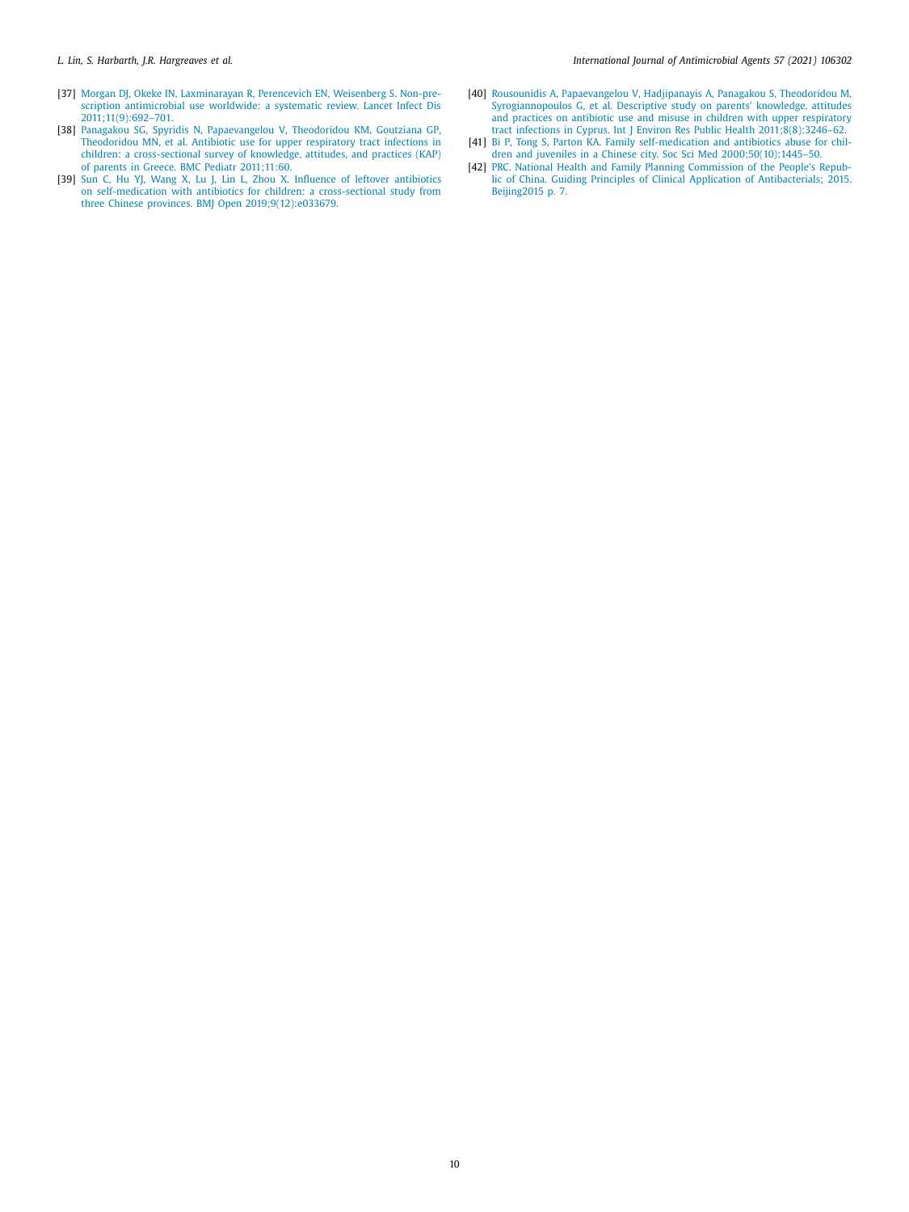[37] Morgan DJ, Okeke IN, Laxminarayan R, Perencevich EN, Weisenberg S. Non-prescription antimicrobial use worldwide: a systematic review. Lancet Infect Dis 2011;11(9):692–701.

[38] Panagakou SG, Spyridis N, Papaevangelou V, Theodoridou KM, Goutziana GP, Theodoridou MN, et al. Antibiotic use for upper respiratory tract infections in children: a cross-sectional survey of knowledge, attitudes, and practices (KAP) of parents in Greece. BMC Pediatr 2011;11:60.

[39] Sun C, Hu YJ, Wang X, Lu J, Lin L, Zhou X. Influence of leftover antibiotics on self-medication with antibiotics for children: a cross-sectional study from three Chinese provinces. BMJ Open 2019;9(12):e033679.

[40] Rousounidis A, Papaevangelou V, Hadjipanayis A, Panagakou S, Theodoridou M, Syrogiannopoulos G, et al. Descriptive study on parents' knowledge, attitudes and practices on antibiotic use and misuse in children with upper respiratory tract infections in Cyprus. Int J Environ Res Public Health 2011;8(8):3246–62.

[41] Bi P, Tong S, Parton KA. Family self-medication and antibiotics abuse for children and juveniles in a Chinese city. Soc Sci Med 2000;50(10):1445–50.

[42] PRC. National Health and Family Planning Commission of the People's Republic of China. Guiding Principles of Clinical Application of Antibacterials; 2015. Beijing2015 p. 7.